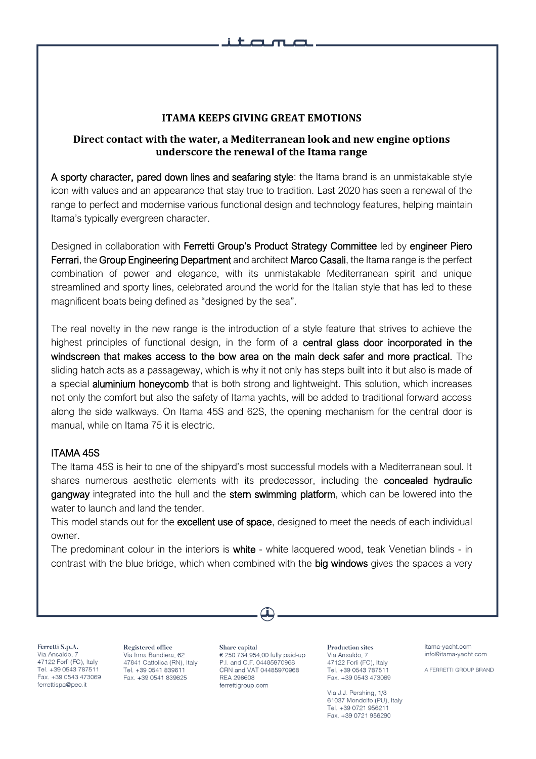# ITAMA KEEPS GIVING GREAT EMOTIONS

## Direct contact with the water, a Mediterranean look and new engine options underscore the renewal of the Itama range

**A sporty character, pared down lines and seafaring style**: the Itama brand is an unmistakable style icon with values and an appearance that stay true to tradition. Last 2020 has seen a renewal of the range to perfect and modernise various functional design and technology features, helping maintain Itama's typically evergreen character.

Designed in collaboration with **Ferretti Group's Product Strategy Committee** led by **engineer Piero Ferrari**, the **Group Engineering Department** and architect **Marco Casali**, the Itama range is the perfect combination of power and elegance, with its unmistakable Mediterranean spirit and unique streamlined and sporty lines, celebrated around the world for the Italian style that has led to these magnificent boats being defined as "designed by the sea".

The real novelty in the new range is the introduction of a style feature that strives to achieve the highest principles of functional design, in the form of a **central glass door incorporated in the windscreen that makes access to the bow area on the main deck safer and more practical.** The sliding hatch acts as a passageway, which is why it not only has steps built into it but also is made of a special **aluminium honeycomb** that is both strong and lightweight. This solution, which increases not only the comfort but also the safety of Itama yachts, will be added to traditional forward access along the side walkways. On Itama 45S and 62S, the opening mechanism for the central door is manual, while on Itama 75 it is electric.

### ITAMA 45S

The Itama 45S is heir to one of the shipyard's most successful models with a Mediterranean soul. It shares numerous aesthetic elements with its predecessor, including the **concealed hydraulic gangway** integrated into the hull and the **stern swimming platform**, which can be lowered into the water to launch and land the tender.

This model stands out for the **excellent use of space**, designed to meet the needs of each individual owner.

The predominant colour in the interiors is **white** - white lacquered wood, teak Venetian blinds - in contrast with the blue bridge, which when combined with the **big windows** gives the spaces a very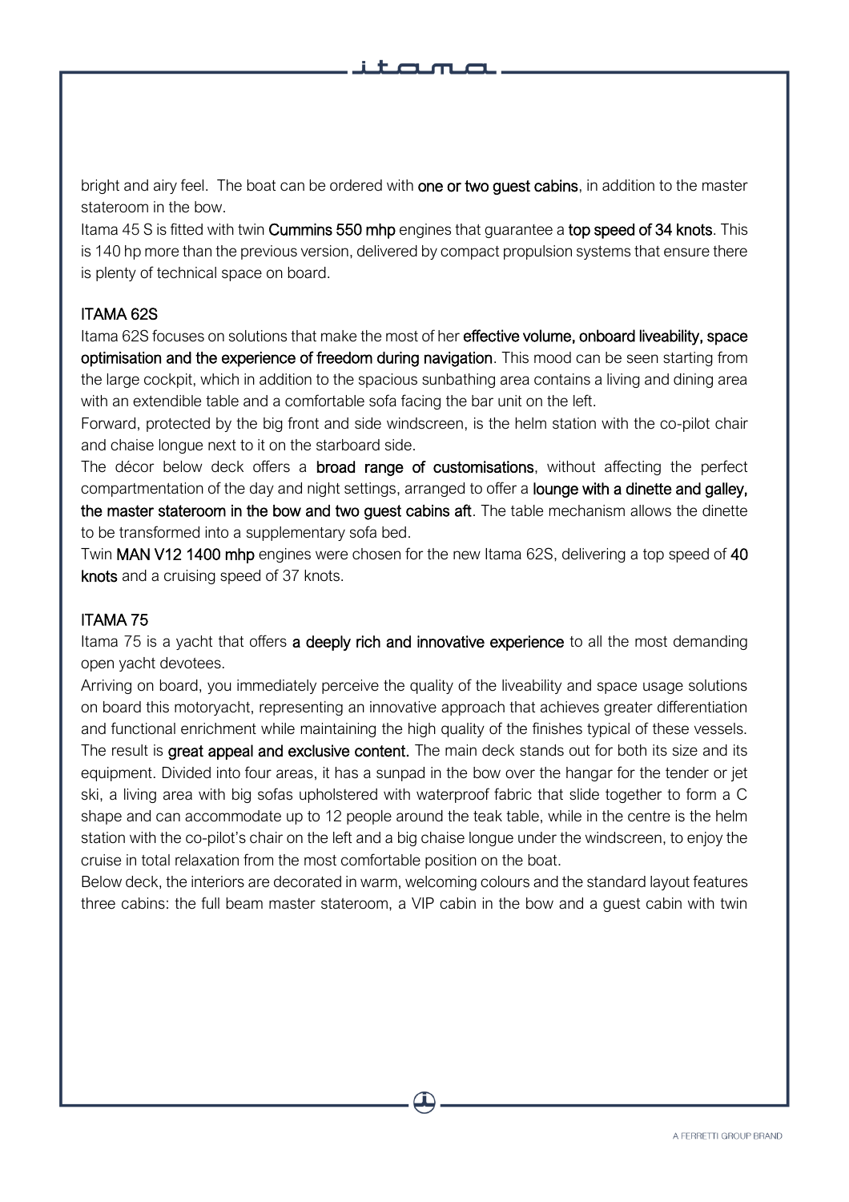bright and airy feel. The boat can be ordered with **one or two guest cabins**, in addition to the master stateroom in the bow.

Itama 45 S is fitted with twin **Cummins 550 mhp** engines that guarantee a **top speed of 34 knots**. This is 140 hp more than the previous version, delivered by compact propulsion systems that ensure there is plenty of technical space on board.

## ITAMA 62S

Itama 62S focuses on solutions that make the most of her **effective volume, onboard liveability, space optimisation and the experience of freedom during navigation**. This mood can be seen starting from the large cockpit, which in addition to the spacious sunbathing area contains a living and dining area with an extendible table and a comfortable sofa facing the bar unit on the left.

Forward, protected by the big front and side windscreen, is the helm station with the co-pilot chair and chaise longue next to it on the starboard side.

The décor below deck offers a **broad range of customisations**, without affecting the perfect compartmentation of the day and night settings, arranged to offer a **lounge with a dinette and galley, the master stateroom in the bow and two guest cabins aft**. The table mechanism allows the dinette to be transformed into a supplementary sofa bed.

Twin **MAN V12 1400 mhp** engines were chosen for the new Itama 62S, delivering a top speed of **40 knots** and a cruising speed of 37 knots.

## ITAMA 75

Itama 75 is a yacht that offers **a deeply rich and innovative experience** to all the most demanding open yacht devotees.

Arriving on board, you immediately perceive the quality of the liveability and space usage solutions on board this motoryacht, representing an innovative approach that achieves greater differentiation and functional enrichment while maintaining the high quality of the finishes typical of these vessels. The result is **great appeal and exclusive content.** The main deck stands out for both its size and its equipment. Divided into four areas, it has a sunpad in the bow over the hangar for the tender or jet ski, a living area with big sofas upholstered with waterproof fabric that slide together to form a C shape and can accommodate up to 12 people around the teak table, while in the centre is the helm station with the co-pilot's chair on the left and a big chaise longue under the windscreen, to enjoy the cruise in total relaxation from the most comfortable position on the boat.

Below deck, the interiors are decorated in warm, welcoming colours and the standard layout features three cabins: the full beam master stateroom, a VIP cabin in the bow and a guest cabin with twin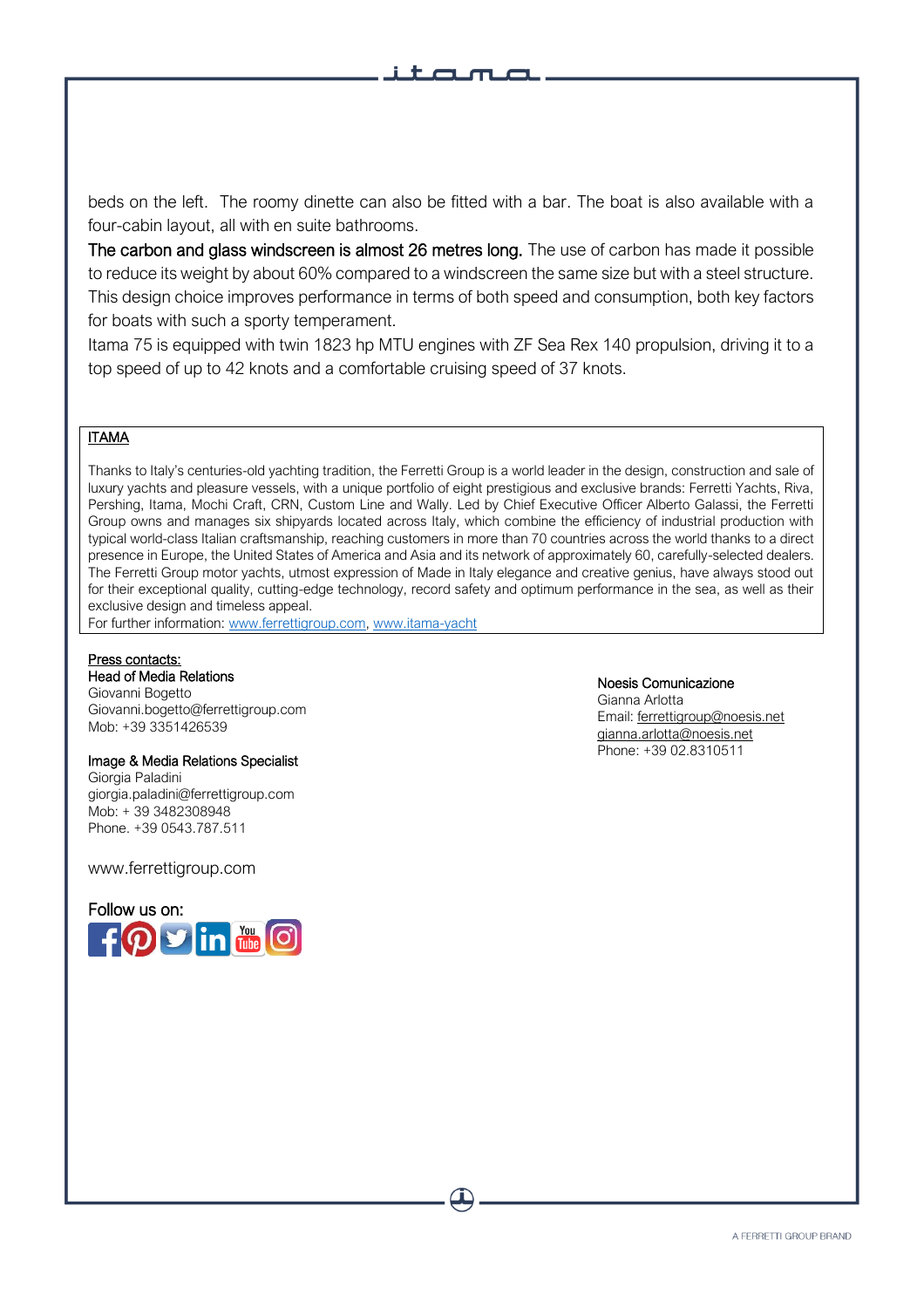beds on the left.  The roomy dinette can also be fitted with a bar. The boat is also available with a four-cabin layout, all with en suite bathrooms.

**The carbon and glass windscreen is almost 26 metres long.** The use of carbon has made it possible to reduce its weight by about 60% compared to a windscreen the same size but with a steel structure. This design choice improves performance in terms of both speed and consumption, both key factors for boats with such a sporty temperament.

Itama 75 is equipped with twin 1823 hp MTU engines with ZF Sea Rex 140 propulsion, driving it to a top speed of up to 42 knots and a comfortable cruising speed of 37 knots.

**ITAMA**

Thanks to Italy's centuries-old yachting tradition, the Ferretti Group is a world leader in the design, construction and sale of luxury yachts and pleasure vessels, with a unique portfolio of eight prestigious and exclusive brands: Ferretti Yachts, Riva, Pershing, Itama, Mochi Craft, CRN, Custom Line and Wally. Led by Chief Executive Officer Alberto Galassi, the Ferretti Group owns and manages six shipyards located across Italy, which combine the efficiency of industrial production with typical world-class Italian craftsmanship, reaching customers in more than 70 countries across the world thanks to a direct presence in Europe, the United States of America and Asia and its network of approximately 60, carefully-selected dealers. The Ferretti Group motor yachts, utmost expression of Made in Italy elegance and creative genius, have always stood out for their exceptional quality, cutting-edge technology, record safety and optimum performance in the sea, as well as their exclusive design and timeless appeal.
For further information: www.ferrettigroup.com, www.itama-yacht

**Press contacts:**

**Head of Media Relations**
Giovanni Bogetto
Giovanni.bogetto@ferrettigroup.com
Mob: +39 3351426539

**Image & Media Relations Specialist**
Giorgia Paladini
giorgia.paladini@ferrettigroup.com
Mob: + 39 3482308948
Phone. +39 0543.787.511

**Noesis Comunicazione**
Gianna Arlotta
Email: ferrettigroup@noesis.net
gianna.arlotta@noesis.net
Phone: +39 02.8310511

www.ferrettigroup.com

Follow us on: